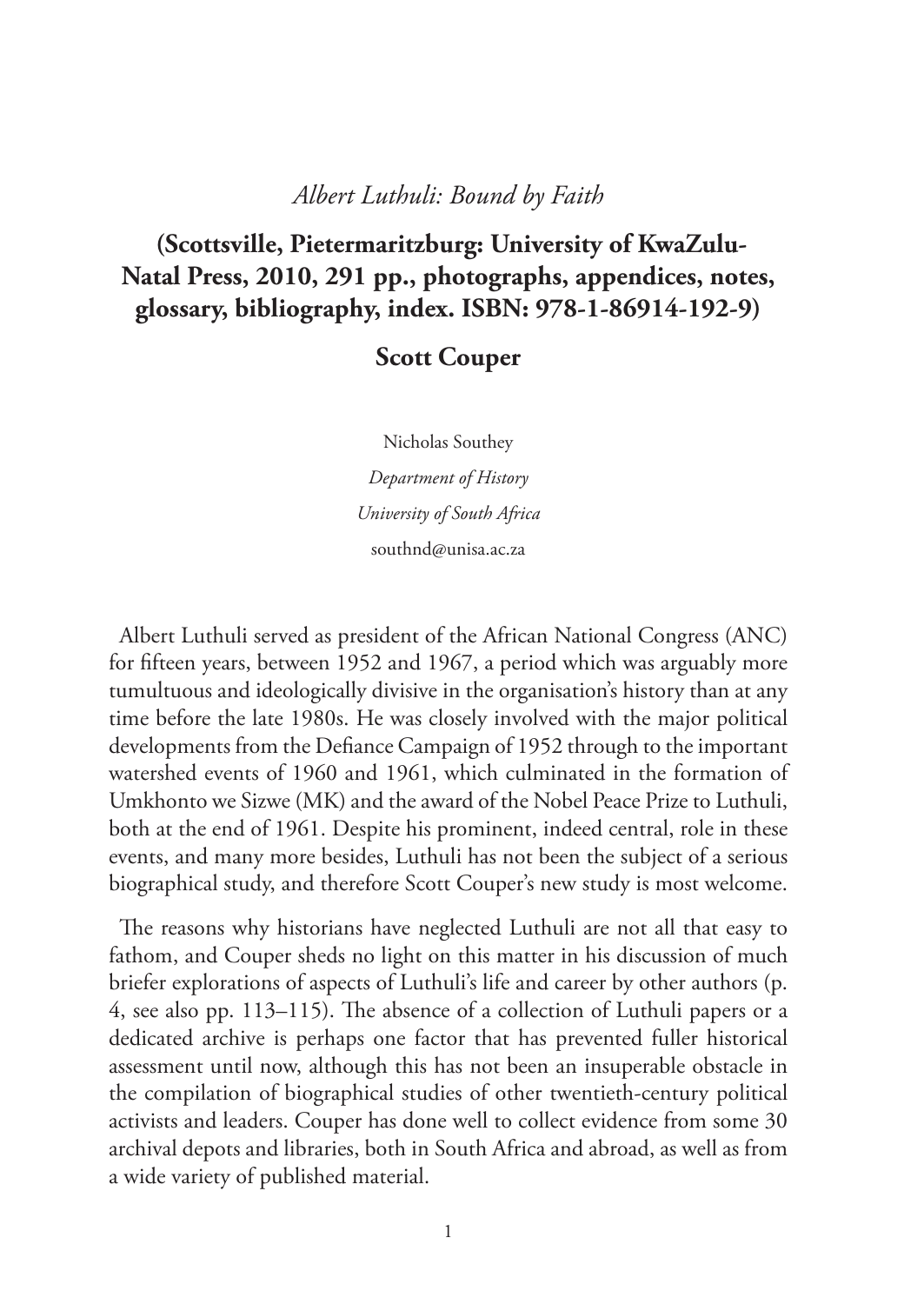*Albert Luthuli: Bound by Faith*

## (Scottsville, Pietermaritzburg: University of KwaZulu-Natal Press, 2010, 291 pp., photographs, appendices, notes, glossary, bibliography, index. ISBN: 978-1-86914-192-9)

## Scott Couper

Nicholas Southey

*Department of History*

*University of South Africa*

southnd@unisa.ac.za

Albert Luthuli served as president of the African National Congress (ANC) for fifteen years, between 1952 and 1967, a period which was arguably more tumultuous and ideologically divisive in the organisation's history than at any time before the late 1980s. He was closely involved with the major political developments from the Defiance Campaign of 1952 through to the important watershed events of 1960 and 1961, which culminated in the formation of Umkhonto we Sizwe (MK) and the award of the Nobel Peace Prize to Luthuli, both at the end of 1961. Despite his prominent, indeed central, role in these events, and many more besides, Luthuli has not been the subject of a serious biographical study, and therefore Scott Couper's new study is most welcome.

The reasons why historians have neglected Luthuli are not all that easy to fathom, and Couper sheds no light on this matter in his discussion of much briefer explorations of aspects of Luthuli's life and career by other authors (p. 4, see also pp. 113–115). The absence of a collection of Luthuli papers or a dedicated archive is perhaps one factor that has prevented fuller historical assessment until now, although this has not been an insuperable obstacle in the compilation of biographical studies of other twentieth-century political activists and leaders. Couper has done well to collect evidence from some 30 archival depots and libraries, both in South Africa and abroad, as well as from a wide variety of published material.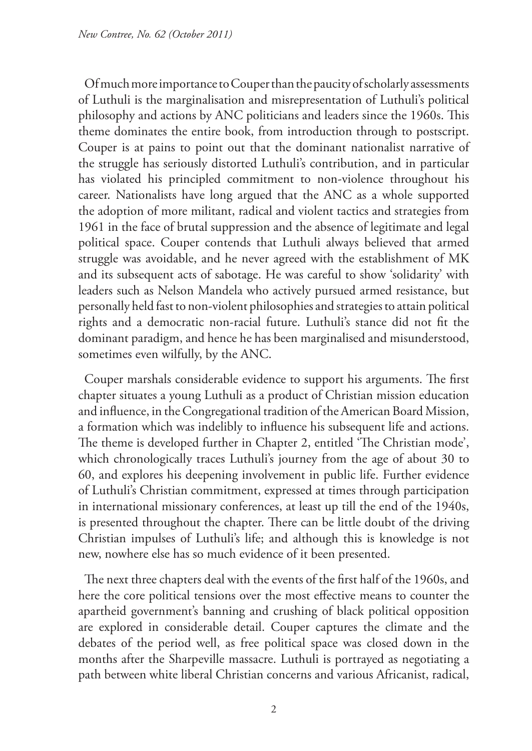Of much more importance to Couper than the paucity of scholarly assessments of Luthuli is the marginalisation and misrepresentation of Luthuli's political philosophy and actions by ANC politicians and leaders since the 1960s. This theme dominates the entire book, from introduction through to postscript. Couper is at pains to point out that the dominant nationalist narrative of the struggle has seriously distorted Luthuli's contribution, and in particular has violated his principled commitment to non-violence throughout his career. Nationalists have long argued that the ANC as a whole supported the adoption of more militant, radical and violent tactics and strategies from 1961 in the face of brutal suppression and the absence of legitimate and legal political space. Couper contends that Luthuli always believed that armed struggle was avoidable, and he never agreed with the establishment of MK and its subsequent acts of sabotage. He was careful to show 'solidarity' with leaders such as Nelson Mandela who actively pursued armed resistance, but personally held fast to non-violent philosophies and strategies to attain political rights and a democratic non-racial future. Luthuli's stance did not fit the dominant paradigm, and hence he has been marginalised and misunderstood, sometimes even wilfully, by the ANC.

Couper marshals considerable evidence to support his arguments. The first chapter situates a young Luthuli as a product of Christian mission education and influence, in the Congregational tradition of the American Board Mission, a formation which was indelibly to influence his subsequent life and actions. The theme is developed further in Chapter 2, entitled 'The Christian mode', which chronologically traces Luthuli's journey from the age of about 30 to 60, and explores his deepening involvement in public life. Further evidence of Luthuli's Christian commitment, expressed at times through participation in international missionary conferences, at least up till the end of the 1940s, is presented throughout the chapter. There can be little doubt of the driving Christian impulses of Luthuli's life; and although this is knowledge is not new, nowhere else has so much evidence of it been presented.

The next three chapters deal with the events of the first half of the 1960s, and here the core political tensions over the most effective means to counter the apartheid government's banning and crushing of black political opposition are explored in considerable detail. Couper captures the climate and the debates of the period well, as free political space was closed down in the months after the Sharpeville massacre. Luthuli is portrayed as negotiating a path between white liberal Christian concerns and various Africanist, radical,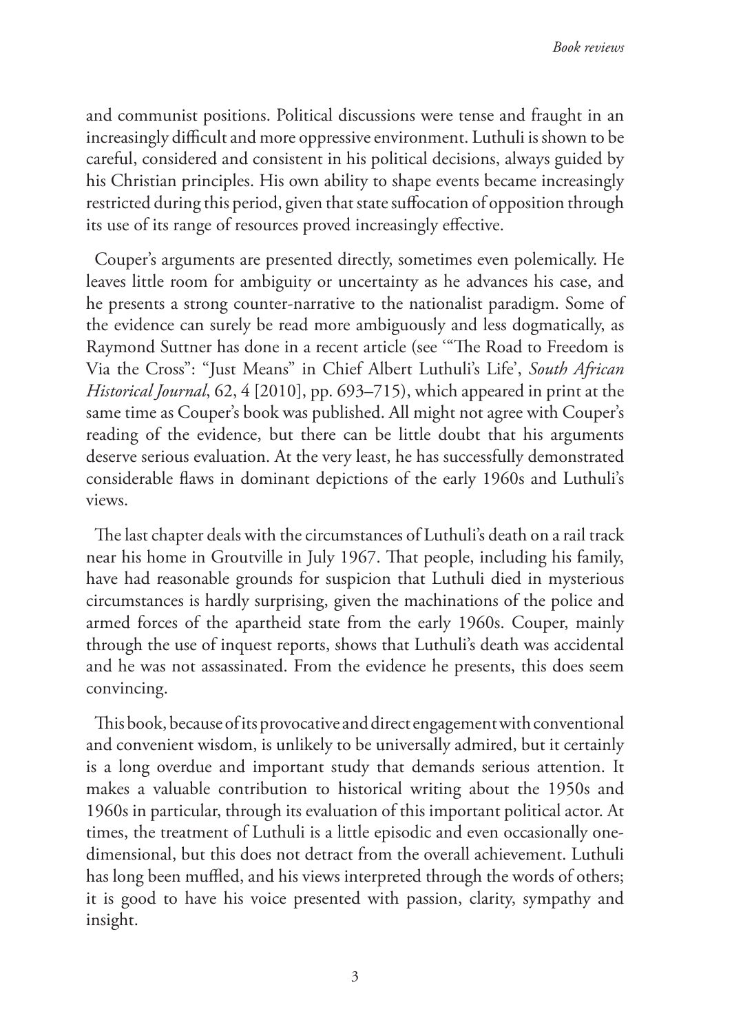and communist positions. Political discussions were tense and fraught in an increasingly difficult and more oppressive environment. Luthuli is shown to be careful, considered and consistent in his political decisions, always guided by his Christian principles. His own ability to shape events became increasingly restricted during this period, given that state suffocation of opposition through its use of its range of resources proved increasingly effective.

Couper's arguments are presented directly, sometimes even polemically. He leaves little room for ambiguity or uncertainty as he advances his case, and he presents a strong counter-narrative to the nationalist paradigm. Some of the evidence can surely be read more ambiguously and less dogmatically, as Raymond Suttner has done in a recent article (see '"The Road to Freedom is Via the Cross": "Just Means" in Chief Albert Luthuli's Life', *South African Historical Journal*, 62, 4 [2010], pp. 693–715), which appeared in print at the same time as Couper's book was published. All might not agree with Couper's reading of the evidence, but there can be little doubt that his arguments deserve serious evaluation. At the very least, he has successfully demonstrated considerable flaws in dominant depictions of the early 1960s and Luthuli's views.

The last chapter deals with the circumstances of Luthuli's death on a rail track near his home in Groutville in July 1967. That people, including his family, have had reasonable grounds for suspicion that Luthuli died in mysterious circumstances is hardly surprising, given the machinations of the police and armed forces of the apartheid state from the early 1960s. Couper, mainly through the use of inquest reports, shows that Luthuli's death was accidental and he was not assassinated. From the evidence he presents, this does seem convincing.

This book, because of its provocative and direct engagement with conventional and convenient wisdom, is unlikely to be universally admired, but it certainly is a long overdue and important study that demands serious attention. It makes a valuable contribution to historical writing about the 1950s and 1960s in particular, through its evaluation of this important political actor. At times, the treatment of Luthuli is a little episodic and even occasionally one-dimensional, but this does not detract from the overall achievement. Luthuli has long been muffled, and his views interpreted through the words of others; it is good to have his voice presented with passion, clarity, sympathy and insight.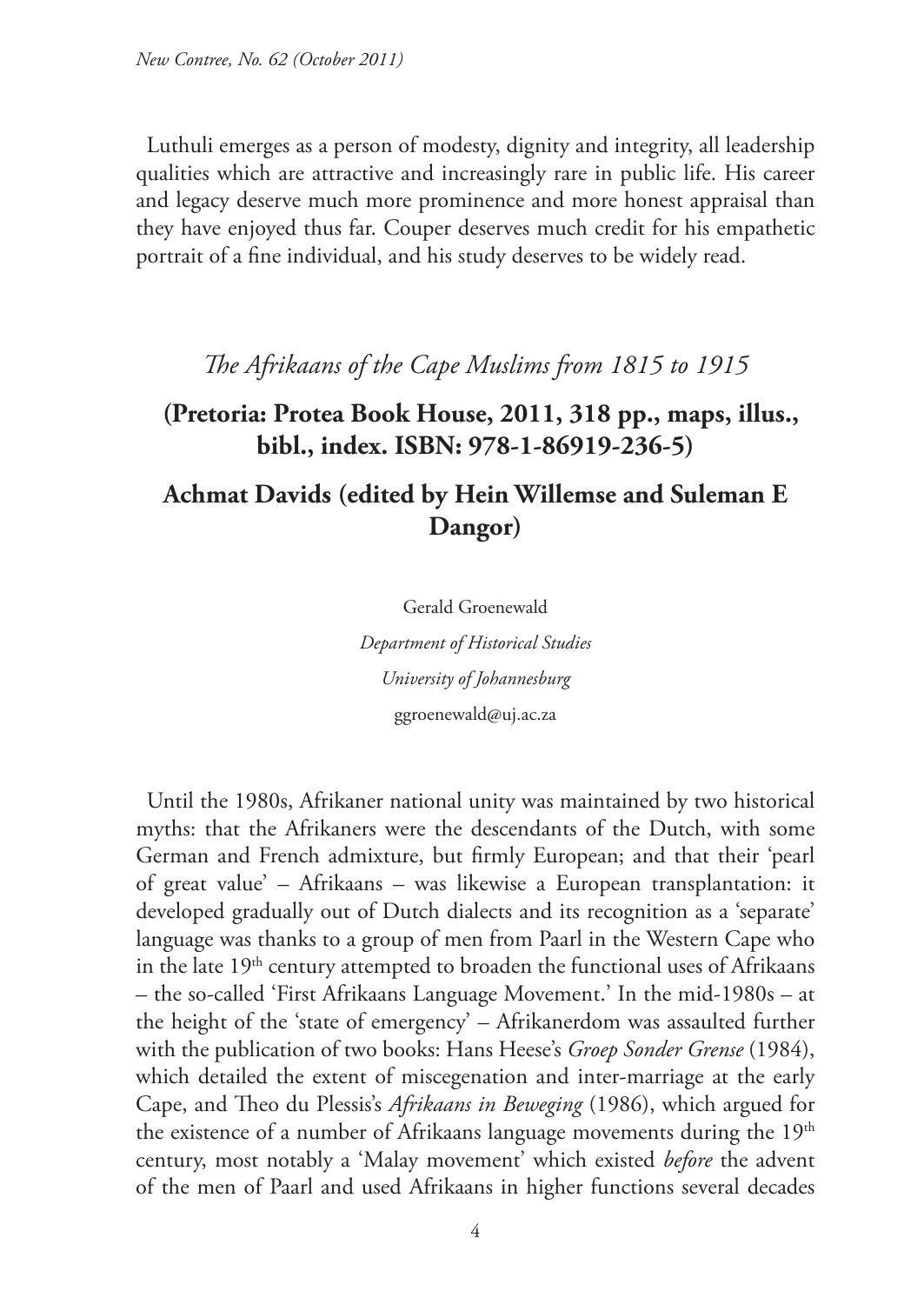Luthuli emerges as a person of modesty, dignity and integrity, all leadership qualities which are attractive and increasingly rare in public life. His career and legacy deserve much more prominence and more honest appraisal than they have enjoyed thus far. Couper deserves much credit for his empathetic portrait of a fine individual, and his study deserves to be widely read.

## *The Afrikaans of the Cape Muslims from 1815 to 1915*

## (Pretoria: Protea Book House, 2011, 318 pp., maps, illus., bibl., index. ISBN: 978-1-86919-236-5)

## Achmat Davids (edited by Hein Willemse and Suleman E Dangor)

Gerald Groenewald

*Department of Historical Studies*

*University of Johannesburg*

ggroenewald@uj.ac.za

Until the 1980s, Afrikaner national unity was maintained by two historical myths: that the Afrikaners were the descendants of the Dutch, with some German and French admixture, but firmly European; and that their 'pearl of great value' – Afrikaans – was likewise a European transplantation: it developed gradually out of Dutch dialects and its recognition as a 'separate' language was thanks to a group of men from Paarl in the Western Cape who in the late 19th century attempted to broaden the functional uses of Afrikaans – the so-called 'First Afrikaans Language Movement.' In the mid-1980s – at the height of the 'state of emergency' – Afrikanerdom was assaulted further with the publication of two books: Hans Heese's *Groep Sonder Grense* (1984), which detailed the extent of miscegenation and inter-marriage at the early Cape, and Theo du Plessis's *Afrikaans in Beweging* (1986), which argued for the existence of a number of Afrikaans language movements during the 19th century, most notably a 'Malay movement' which existed *before* the advent of the men of Paarl and used Afrikaans in higher functions several decades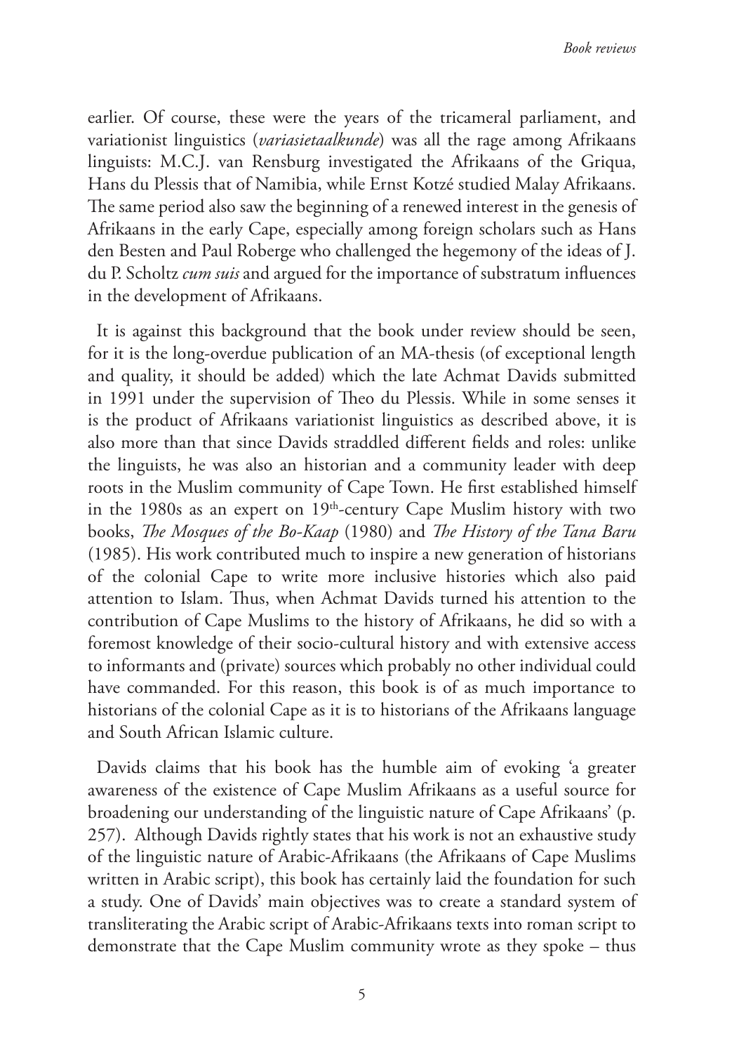earlier. Of course, these were the years of the tricameral parliament, and variationist linguistics (*variasietaalkunde*) was all the rage among Afrikaans linguists: M.C.J. van Rensburg investigated the Afrikaans of the Griqua, Hans du Plessis that of Namibia, while Ernst Kotzé studied Malay Afrikaans. The same period also saw the beginning of a renewed interest in the genesis of Afrikaans in the early Cape, especially among foreign scholars such as Hans den Besten and Paul Roberge who challenged the hegemony of the ideas of J. du P. Scholtz *cum suis* and argued for the importance of substratum influences in the development of Afrikaans.

It is against this background that the book under review should be seen, for it is the long-overdue publication of an MA-thesis (of exceptional length and quality, it should be added) which the late Achmat Davids submitted in 1991 under the supervision of Theo du Plessis. While in some senses it is the product of Afrikaans variationist linguistics as described above, it is also more than that since Davids straddled different fields and roles: unlike the linguists, he was also an historian and a community leader with deep roots in the Muslim community of Cape Town. He first established himself in the 1980s as an expert on 19th-century Cape Muslim history with two books, *The Mosques of the Bo-Kaap* (1980) and *The History of the Tana Baru* (1985). His work contributed much to inspire a new generation of historians of the colonial Cape to write more inclusive histories which also paid attention to Islam. Thus, when Achmat Davids turned his attention to the contribution of Cape Muslims to the history of Afrikaans, he did so with a foremost knowledge of their socio-cultural history and with extensive access to informants and (private) sources which probably no other individual could have commanded. For this reason, this book is of as much importance to historians of the colonial Cape as it is to historians of the Afrikaans language and South African Islamic culture.

Davids claims that his book has the humble aim of evoking 'a greater awareness of the existence of Cape Muslim Afrikaans as a useful source for broadening our understanding of the linguistic nature of Cape Afrikaans' (p. 257). Although Davids rightly states that his work is not an exhaustive study of the linguistic nature of Arabic-Afrikaans (the Afrikaans of Cape Muslims written in Arabic script), this book has certainly laid the foundation for such a study. One of Davids' main objectives was to create a standard system of transliterating the Arabic script of Arabic-Afrikaans texts into roman script to demonstrate that the Cape Muslim community wrote as they spoke – thus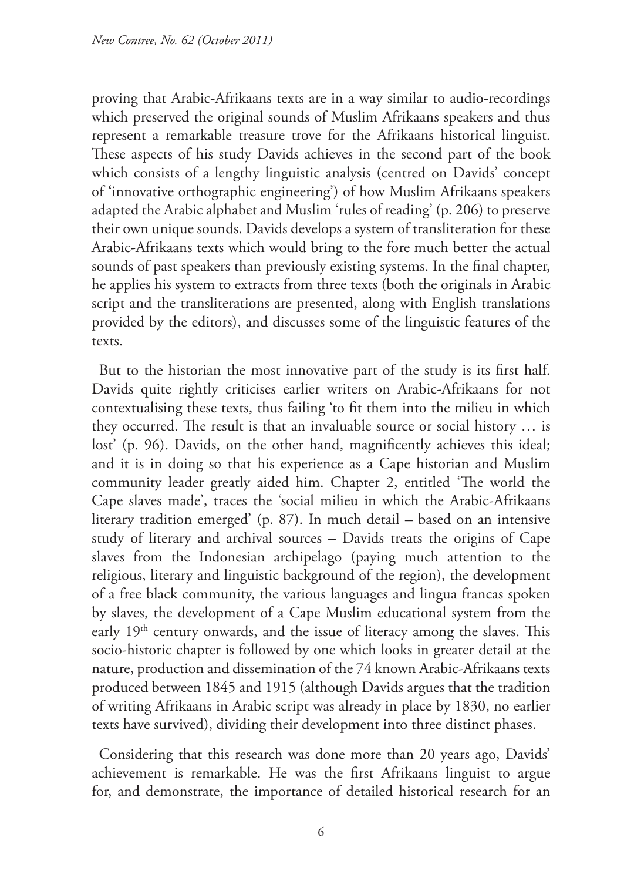proving that Arabic-Afrikaans texts are in a way similar to audio-recordings which preserved the original sounds of Muslim Afrikaans speakers and thus represent a remarkable treasure trove for the Afrikaans historical linguist. These aspects of his study Davids achieves in the second part of the book which consists of a lengthy linguistic analysis (centred on Davids' concept of 'innovative orthographic engineering') of how Muslim Afrikaans speakers adapted the Arabic alphabet and Muslim 'rules of reading' (p. 206) to preserve their own unique sounds. Davids develops a system of transliteration for these Arabic-Afrikaans texts which would bring to the fore much better the actual sounds of past speakers than previously existing systems. In the final chapter, he applies his system to extracts from three texts (both the originals in Arabic script and the transliterations are presented, along with English translations provided by the editors), and discusses some of the linguistic features of the texts.

But to the historian the most innovative part of the study is its first half. Davids quite rightly criticises earlier writers on Arabic-Afrikaans for not contextualising these texts, thus failing 'to fit them into the milieu in which they occurred. The result is that an invaluable source or social history … is lost' (p. 96). Davids, on the other hand, magnificently achieves this ideal; and it is in doing so that his experience as a Cape historian and Muslim community leader greatly aided him. Chapter 2, entitled 'The world the Cape slaves made', traces the 'social milieu in which the Arabic-Afrikaans literary tradition emerged' (p. 87). In much detail – based on an intensive study of literary and archival sources – Davids treats the origins of Cape slaves from the Indonesian archipelago (paying much attention to the religious, literary and linguistic background of the region), the development of a free black community, the various languages and lingua francas spoken by slaves, the development of a Cape Muslim educational system from the early 19th century onwards, and the issue of literacy among the slaves. This socio-historic chapter is followed by one which looks in greater detail at the nature, production and dissemination of the 74 known Arabic-Afrikaans texts produced between 1845 and 1915 (although Davids argues that the tradition of writing Afrikaans in Arabic script was already in place by 1830, no earlier texts have survived), dividing their development into three distinct phases.

Considering that this research was done more than 20 years ago, Davids' achievement is remarkable. He was the first Afrikaans linguist to argue for, and demonstrate, the importance of detailed historical research for an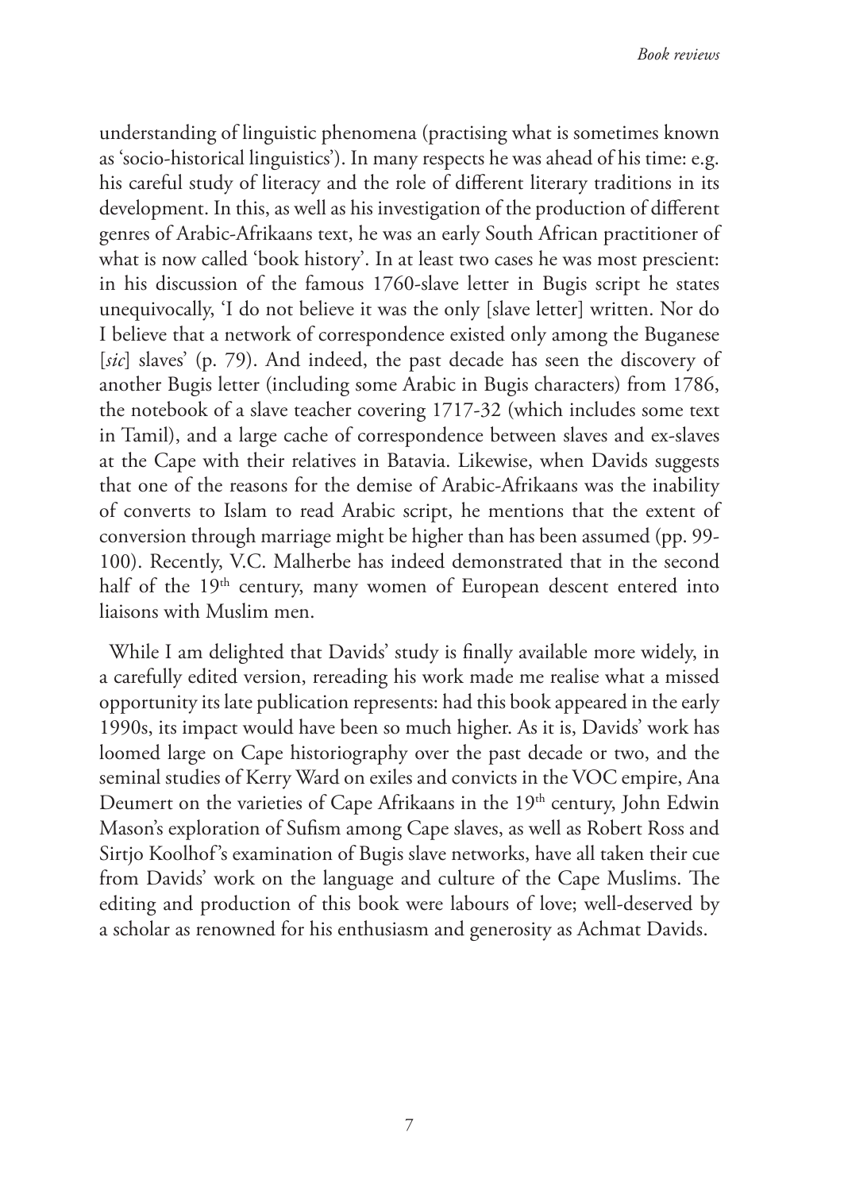understanding of linguistic phenomena (practising what is sometimes known as 'socio-historical linguistics'). In many respects he was ahead of his time: e.g. his careful study of literacy and the role of different literary traditions in its development. In this, as well as his investigation of the production of different genres of Arabic-Afrikaans text, he was an early South African practitioner of what is now called 'book history'. In at least two cases he was most prescient: in his discussion of the famous 1760-slave letter in Bugis script he states unequivocally, 'I do not believe it was the only [slave letter] written. Nor do I believe that a network of correspondence existed only among the Buganese [*sic*] slaves' (p. 79). And indeed, the past decade has seen the discovery of another Bugis letter (including some Arabic in Bugis characters) from 1786, the notebook of a slave teacher covering 1717-32 (which includes some text in Tamil), and a large cache of correspondence between slaves and ex-slaves at the Cape with their relatives in Batavia. Likewise, when Davids suggests that one of the reasons for the demise of Arabic-Afrikaans was the inability of converts to Islam to read Arabic script, he mentions that the extent of conversion through marriage might be higher than has been assumed (pp. 99-100). Recently, V.C. Malherbe has indeed demonstrated that in the second half of the 19th century, many women of European descent entered into liaisons with Muslim men.

While I am delighted that Davids' study is finally available more widely, in a carefully edited version, rereading his work made me realise what a missed opportunity its late publication represents: had this book appeared in the early 1990s, its impact would have been so much higher. As it is, Davids' work has loomed large on Cape historiography over the past decade or two, and the seminal studies of Kerry Ward on exiles and convicts in the VOC empire, Ana Deumert on the varieties of Cape Afrikaans in the 19th century, John Edwin Mason's exploration of Sufism among Cape slaves, as well as Robert Ross and Sirtjo Koolhof's examination of Bugis slave networks, have all taken their cue from Davids' work on the language and culture of the Cape Muslims. The editing and production of this book were labours of love; well-deserved by a scholar as renowned for his enthusiasm and generosity as Achmat Davids.